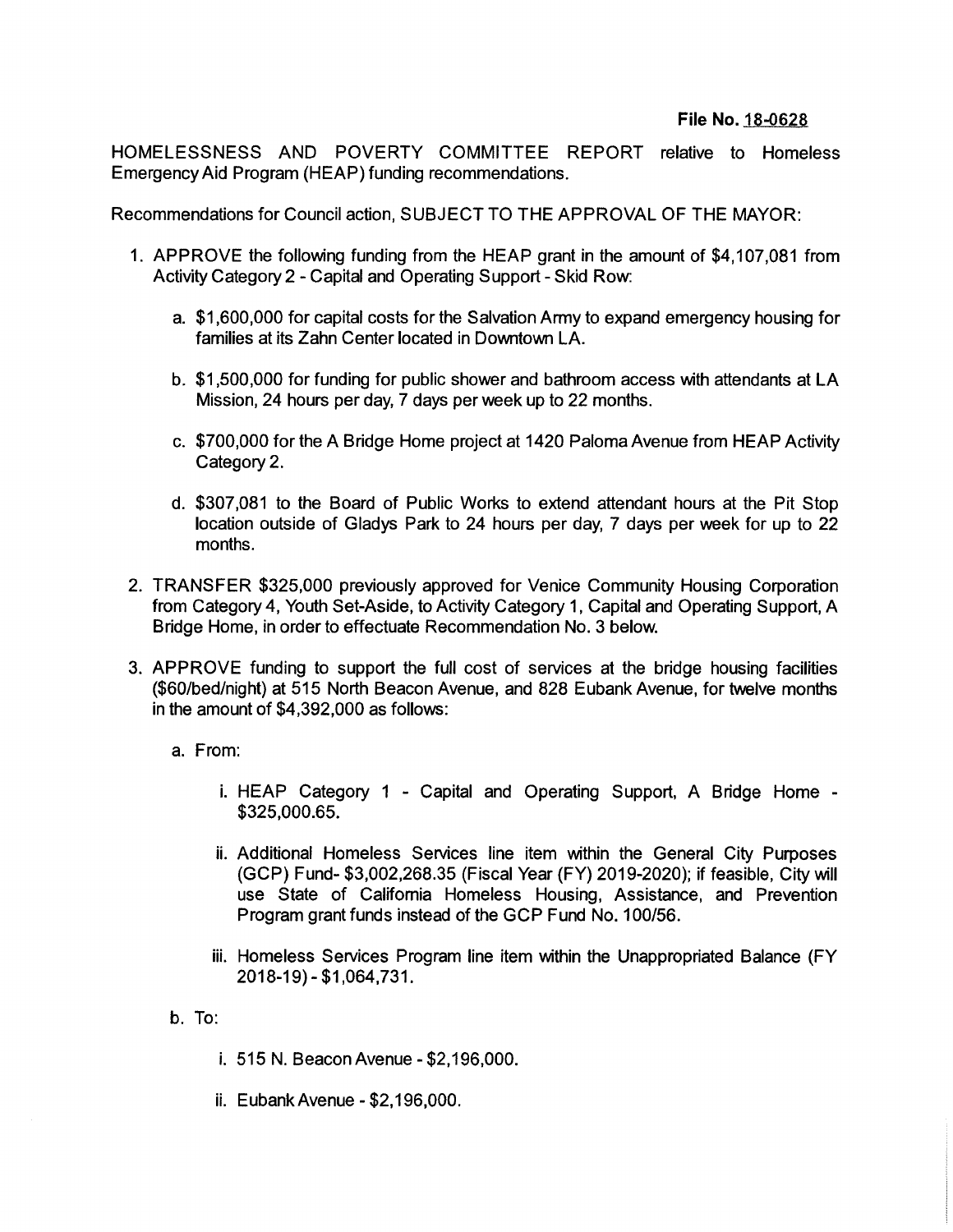**File No. 18-0628**

HOMELESSNESS AND POVERTY COMMITTEE REPORT relative to Homeless Emergency Aid Program (HEAP) funding recommendations.

Recommendations for Council action, SUBJECT TO THE APPROVAL OF THE MAYOR:

1. APPROVE the following funding from the HEAP grant in the amount of $4,107,081 from Activity Category 2 - Capital and Operating Support - Skid Row:

   a. $1,600,000 for capital costs for the Salvation Army to expand emergency housing for families at its Zahn Center located in Downtown LA.

   b. $1,500,000 for funding for public shower and bathroom access with attendants at LA Mission, 24 hours per day, 7 days per week up to 22 months.

   c. $700,000 for the A Bridge Home project at 1420 Paloma Avenue from HEAP Activity Category 2.

   d. $307,081 to the Board of Public Works to extend attendant hours at the Pit Stop location outside of Gladys Park to 24 hours per day, 7 days per week for up to 22 months.

2. TRANSFER $325,000 previously approved for Venice Community Housing Corporation from Category 4, Youth Set-Aside, to Activity Category 1, Capital and Operating Support, A Bridge Home, in order to effectuate Recommendation No. 3 below.

3. APPROVE funding to support the full cost of services at the bridge housing facilities ($60/bed/night) at 515 North Beacon Avenue, and 828 Eubank Avenue, for twelve months in the amount of $4,392,000 as follows:

   a. From:

      i. HEAP Category 1 - Capital and Operating Support, A Bridge Home - $325,000.65.

      ii. Additional Homeless Services line item within the General City Purposes (GCP) Fund- $3,002,268.35 (Fiscal Year (FY) 2019-2020); if feasible, City will use State of California Homeless Housing, Assistance, and Prevention Program grant funds instead of the GCP Fund No. 100/56.

      iii. Homeless Services Program line item within the Unappropriated Balance (FY 2018-19) - $1,064,731.

   b. To:

      i. 515 N. Beacon Avenue - $2,196,000.

      ii. Eubank Avenue - $2,196,000.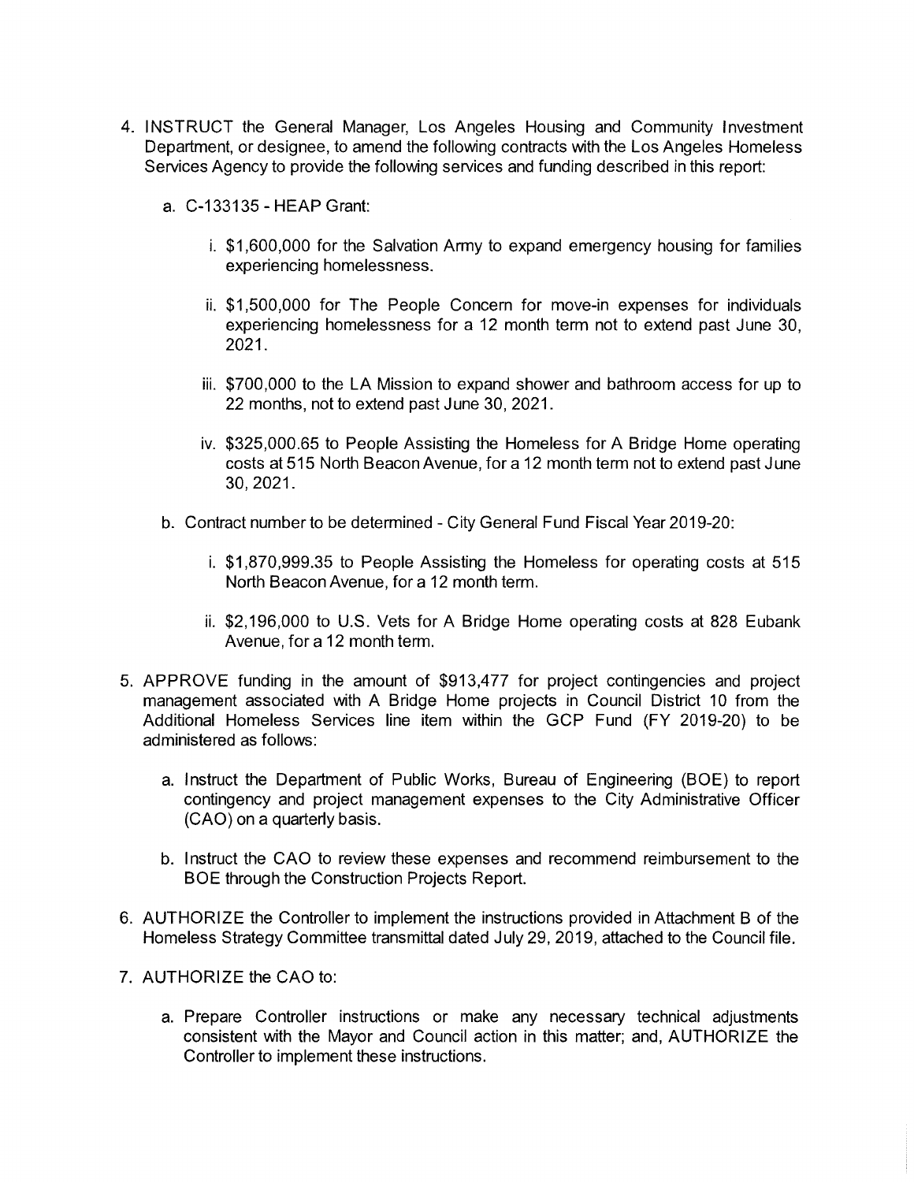4. INSTRUCT the General Manager, Los Angeles Housing and Community Investment Department, or designee, to amend the following contracts with the Los Angeles Homeless Services Agency to provide the following services and funding described in this report:

    a. C-133135 - HEAP Grant:

        i. $1,600,000 for the Salvation Army to expand emergency housing for families experiencing homelessness.

        ii. $1,500,000 for The People Concern for move-in expenses for individuals experiencing homelessness for a 12 month term not to extend past June 30, 2021.

        iii. $700,000 to the LA Mission to expand shower and bathroom access for up to 22 months, not to extend past June 30, 2021.

        iv. $325,000.65 to People Assisting the Homeless for A Bridge Home operating costs at 515 North Beacon Avenue, for a 12 month term not to extend past June 30, 2021.

    b. Contract number to be determined - City General Fund Fiscal Year 2019-20:

        i. $1,870,999.35 to People Assisting the Homeless for operating costs at 515 North Beacon Avenue, for a 12 month term.

        ii. $2,196,000 to U.S. Vets for A Bridge Home operating costs at 828 Eubank Avenue, for a 12 month term.

5. APPROVE funding in the amount of $913,477 for project contingencies and project management associated with A Bridge Home projects in Council District 10 from the Additional Homeless Services line item within the GCP Fund (FY 2019-20) to be administered as follows:

    a. Instruct the Department of Public Works, Bureau of Engineering (BOE) to report contingency and project management expenses to the City Administrative Officer (CAO) on a quarterly basis.

    b. Instruct the CAO to review these expenses and recommend reimbursement to the BOE through the Construction Projects Report.

6. AUTHORIZE the Controller to implement the instructions provided in Attachment B of the Homeless Strategy Committee transmittal dated July 29, 2019, attached to the Council file.

7. AUTHORIZE the CAO to:

    a. Prepare Controller instructions or make any necessary technical adjustments consistent with the Mayor and Council action in this matter; and, AUTHORIZE the Controller to implement these instructions.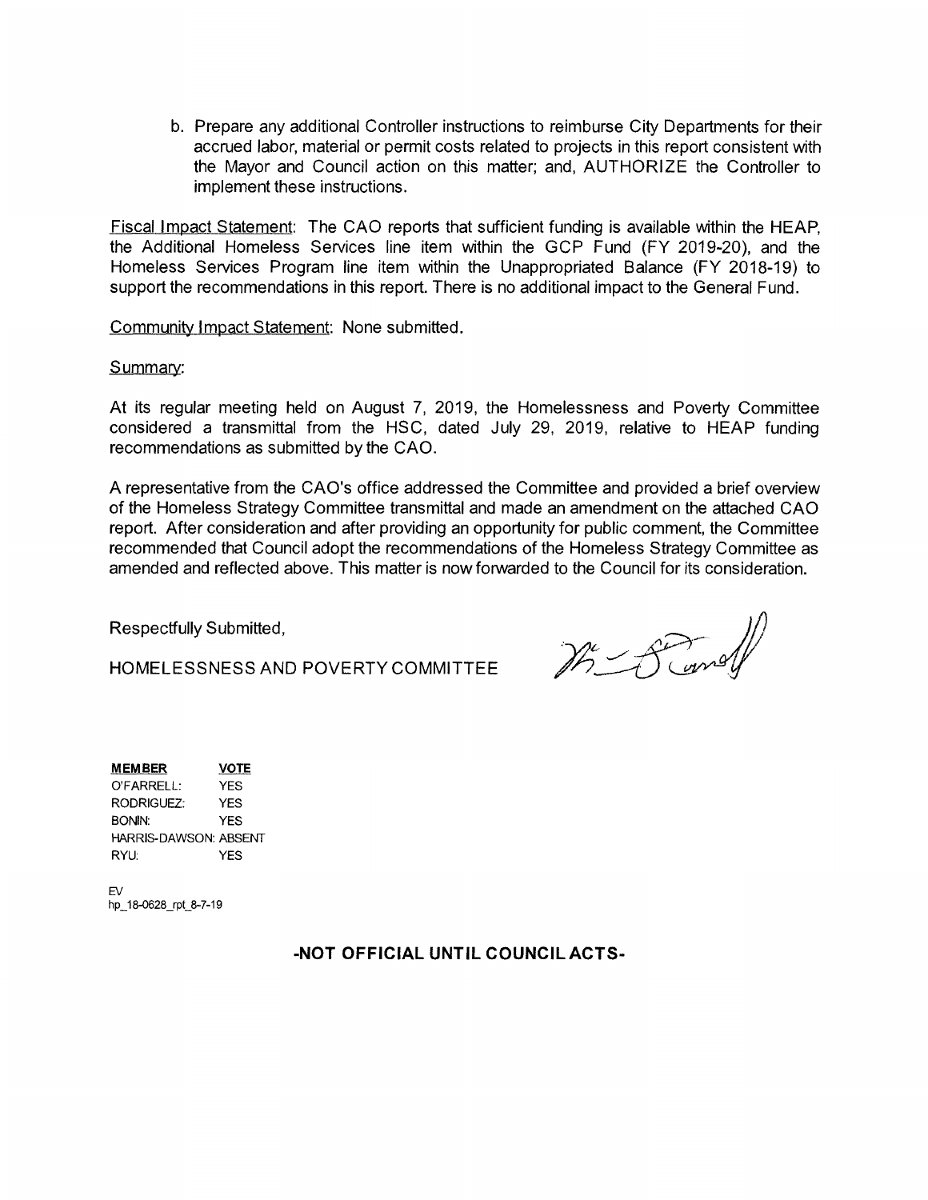b. Prepare any additional Controller instructions to reimburse City Departments for their accrued labor, material or permit costs related to projects in this report consistent with the Mayor and Council action on this matter; and, AUTHORIZE the Controller to implement these instructions.

Fiscal Impact Statement: The CAO reports that sufficient funding is available within the HEAP, the Additional Homeless Services line item within the GCP Fund (FY 2019-20), and the Homeless Services Program line item within the Unappropriated Balance (FY 2018-19) to support the recommendations in this report. There is no additional impact to the General Fund.

Community Impact Statement: None submitted.

Summary:

At its regular meeting held on August 7, 2019, the Homelessness and Poverty Committee considered a transmittal from the HSC, dated July 29, 2019, relative to HEAP funding recommendations as submitted by the CAO.

A representative from the CAO's office addressed the Committee and provided a brief overview of the Homeless Strategy Committee transmittal and made an amendment on the attached CAO report. After consideration and after providing an opportunity for public comment, the Committee recommended that Council adopt the recommendations of the Homeless Strategy Committee as amended and reflected above. This matter is now forwarded to the Council for its consideration.

Respectfully Submitted,

HOMELESSNESS AND POVERTY COMMITTEE

| MEMBER | VOTE |
|---|---|
| O'FARRELL: | YES |
| RODRIGUEZ: | YES |
| BONIN: | YES |
| HARRIS-DAWSON: | ABSENT |
| RYU: | YES |

EV
hp_18-0628_rpt_8-7-19

**-NOT OFFICIAL UNTIL COUNCIL ACTS-**